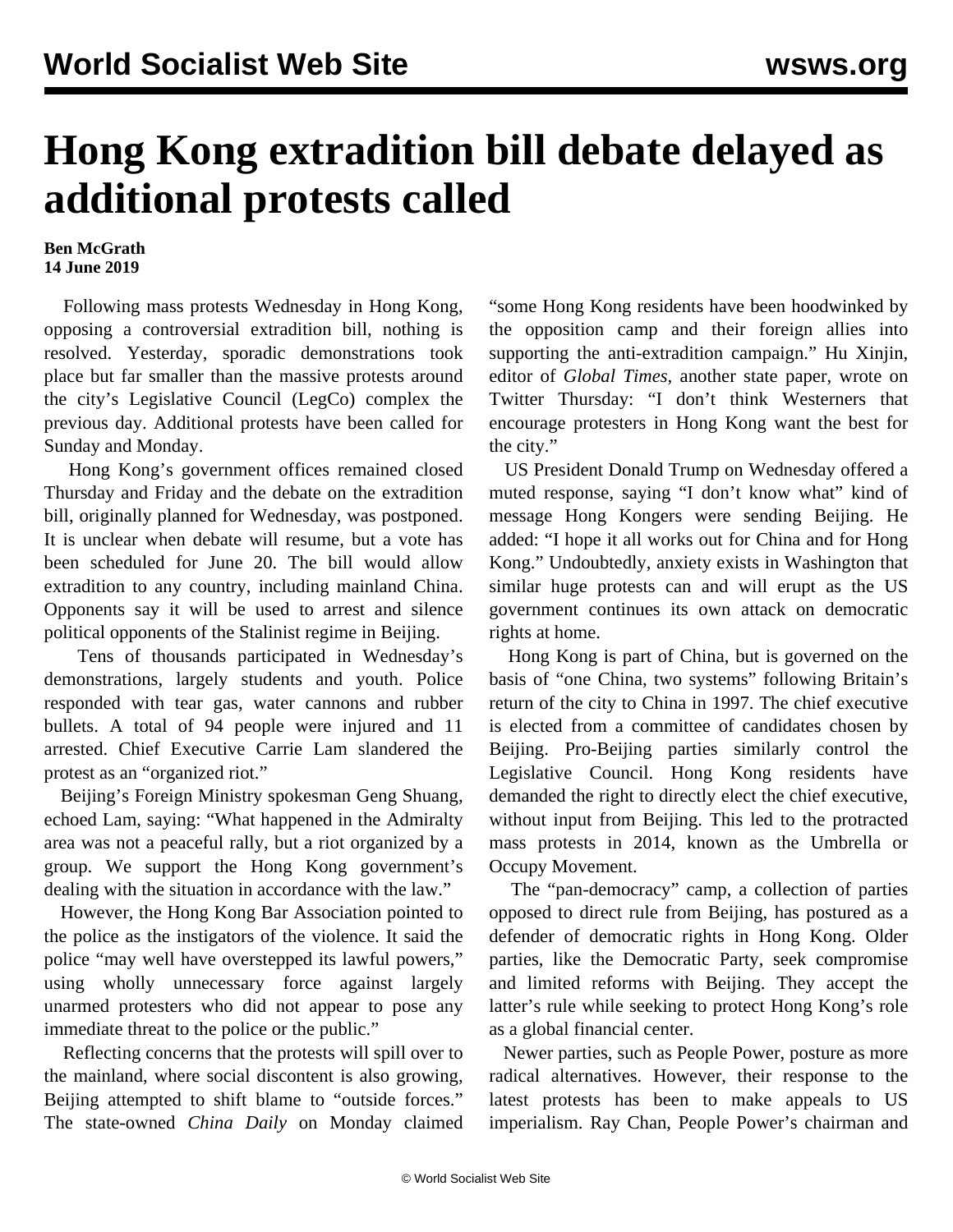# Hong Kong extradition bill debate delayed as additional protests called

**Ben McGrath**
**14 June 2019**

Following mass protests Wednesday in Hong Kong, opposing a controversial extradition bill, nothing is resolved. Yesterday, sporadic demonstrations took place but far smaller than the massive protests around the city's Legislative Council (LegCo) complex the previous day. Additional protests have been called for Sunday and Monday.

Hong Kong's government offices remained closed Thursday and Friday and the debate on the extradition bill, originally planned for Wednesday, was postponed. It is unclear when debate will resume, but a vote has been scheduled for June 20. The bill would allow extradition to any country, including mainland China. Opponents say it will be used to arrest and silence political opponents of the Stalinist regime in Beijing.

Tens of thousands participated in Wednesday's demonstrations, largely students and youth. Police responded with tear gas, water cannons and rubber bullets. A total of 94 people were injured and 11 arrested. Chief Executive Carrie Lam slandered the protest as an "organized riot."

Beijing's Foreign Ministry spokesman Geng Shuang, echoed Lam, saying: "What happened in the Admiralty area was not a peaceful rally, but a riot organized by a group. We support the Hong Kong government's dealing with the situation in accordance with the law."

However, the Hong Kong Bar Association pointed to the police as the instigators of the violence. It said the police "may well have overstepped its lawful powers," using wholly unnecessary force against largely unarmed protesters who did not appear to pose any immediate threat to the police or the public."

Reflecting concerns that the protests will spill over to the mainland, where social discontent is also growing, Beijing attempted to shift blame to "outside forces." The state-owned *China Daily* on Monday claimed "some Hong Kong residents have been hoodwinked by the opposition camp and their foreign allies into supporting the anti-extradition campaign." Hu Xinjin, editor of *Global Times*, another state paper, wrote on Twitter Thursday: "I don't think Westerners that encourage protesters in Hong Kong want the best for the city."

US President Donald Trump on Wednesday offered a muted response, saying "I don't know what" kind of message Hong Kongers were sending Beijing. He added: "I hope it all works out for China and for Hong Kong." Undoubtedly, anxiety exists in Washington that similar huge protests can and will erupt as the US government continues its own attack on democratic rights at home.

Hong Kong is part of China, but is governed on the basis of "one China, two systems" following Britain's return of the city to China in 1997. The chief executive is elected from a committee of candidates chosen by Beijing. Pro-Beijing parties similarly control the Legislative Council. Hong Kong residents have demanded the right to directly elect the chief executive, without input from Beijing. This led to the protracted mass protests in 2014, known as the Umbrella or Occupy Movement.

The "pan-democracy" camp, a collection of parties opposed to direct rule from Beijing, has postured as a defender of democratic rights in Hong Kong. Older parties, like the Democratic Party, seek compromise and limited reforms with Beijing. They accept the latter's rule while seeking to protect Hong Kong's role as a global financial center.

Newer parties, such as People Power, posture as more radical alternatives. However, their response to the latest protests has been to make appeals to US imperialism. Ray Chan, People Power's chairman and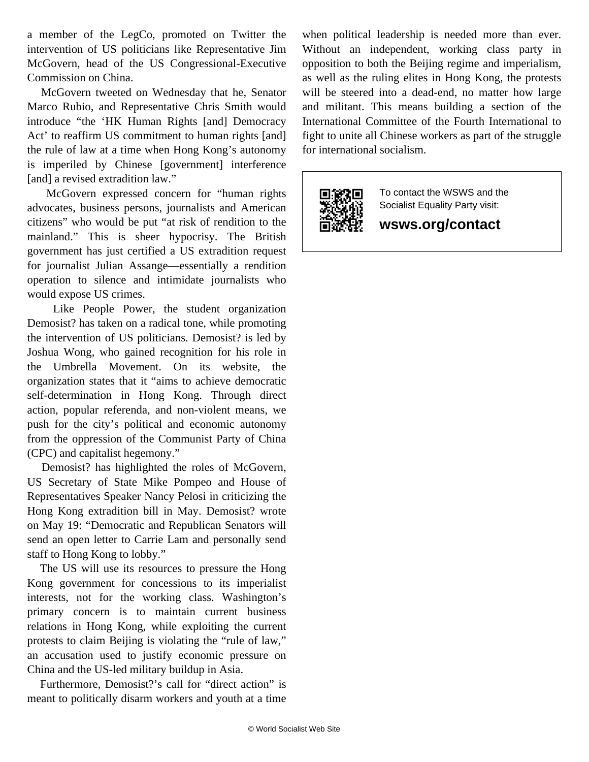a member of the LegCo, promoted on Twitter the intervention of US politicians like Representative Jim McGovern, head of the US Congressional-Executive Commission on China.

McGovern tweeted on Wednesday that he, Senator Marco Rubio, and Representative Chris Smith would introduce "the 'HK Human Rights [and] Democracy Act' to reaffirm US commitment to human rights [and] the rule of law at a time when Hong Kong's autonomy is imperiled by Chinese [government] interference [and] a revised extradition law."

McGovern expressed concern for "human rights advocates, business persons, journalists and American citizens" who would be put "at risk of rendition to the mainland." This is sheer hypocrisy. The British government has just certified a US extradition request for journalist Julian Assange—essentially a rendition operation to silence and intimidate journalists who would expose US crimes.

Like People Power, the student organization Demosist? has taken on a radical tone, while promoting the intervention of US politicians. Demosist? is led by Joshua Wong, who gained recognition for his role in the Umbrella Movement. On its website, the organization states that it "aims to achieve democratic self-determination in Hong Kong. Through direct action, popular referenda, and non-violent means, we push for the city's political and economic autonomy from the oppression of the Communist Party of China (CPC) and capitalist hegemony."

Demosist? has highlighted the roles of McGovern, US Secretary of State Mike Pompeo and House of Representatives Speaker Nancy Pelosi in criticizing the Hong Kong extradition bill in May. Demosist? wrote on May 19: "Democratic and Republican Senators will send an open letter to Carrie Lam and personally send staff to Hong Kong to lobby."

The US will use its resources to pressure the Hong Kong government for concessions to its imperialist interests, not for the working class. Washington's primary concern is to maintain current business relations in Hong Kong, while exploiting the current protests to claim Beijing is violating the "rule of law," an accusation used to justify economic pressure on China and the US-led military buildup in Asia.

Furthermore, Demosist?'s call for "direct action" is meant to politically disarm workers and youth at a time when political leadership is needed more than ever. Without an independent, working class party in opposition to both the Beijing regime and imperialism, as well as the ruling elites in Hong Kong, the protests will be steered into a dead-end, no matter how large and militant. This means building a section of the International Committee of the Fourth International to fight to unite all Chinese workers as part of the struggle for international socialism.

To contact the WSWS and the Socialist Equality Party visit:

**wsws.org/contact**